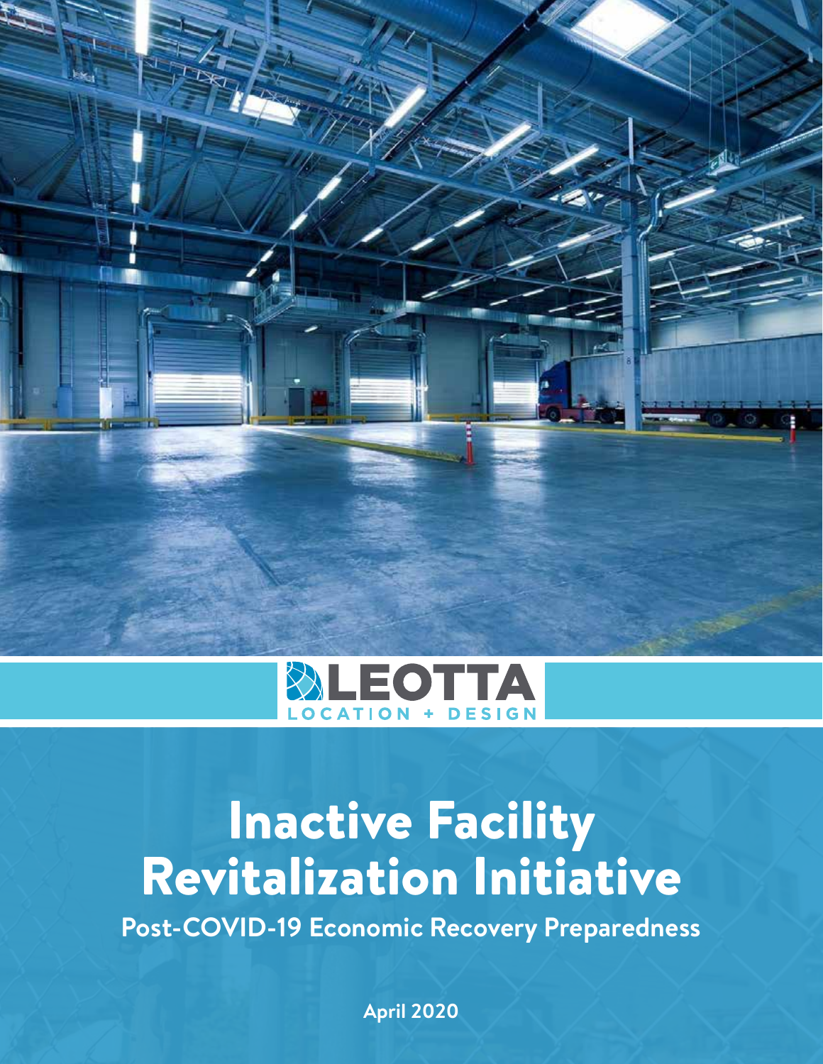LEOTTA
LOCATION + DESIGN

# Inactive Facility Revitalization Initiative

**Post-COVID-19 Economic Recovery Preparedness**

**April 2020**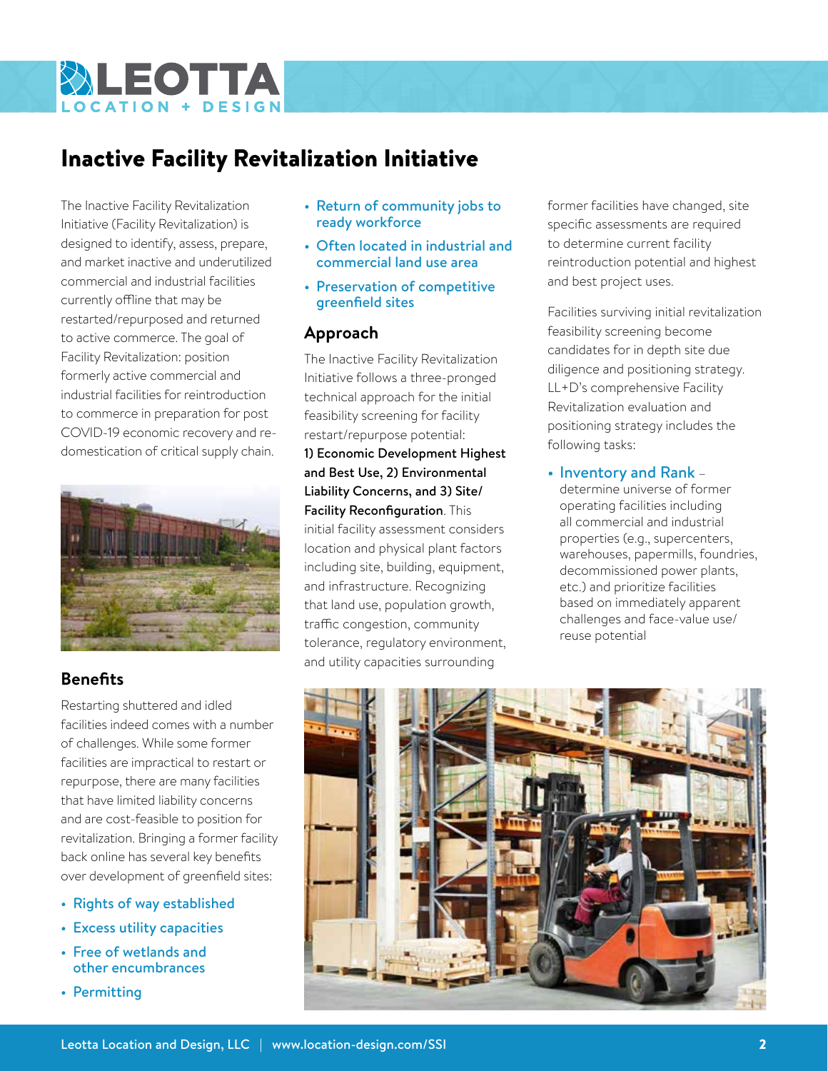# Inactive Facility Revitalization Initiative

The Inactive Facility Revitalization Initiative (Facility Revitalization) is designed to identify, assess, prepare, and market inactive and underutilized commercial and industrial facilities currently offline that may be restarted/repurposed and returned to active commerce. The goal of Facility Revitalization: position formerly active commercial and industrial facilities for reintroduction to commerce in preparation for post COVID-19 economic recovery and re-domestication of critical supply chain.

## Benefits

Restarting shuttered and idled facilities indeed comes with a number of challenges. While some former facilities are impractical to restart or repurpose, there are many facilities that have limited liability concerns and are cost-feasible to position for revitalization. Bringing a former facility back online has several key benefits over development of greenfield sites:

- Rights of way established
- Excess utility capacities
- Free of wetlands and other encumbrances
- Permitting
- Return of community jobs to ready workforce
- Often located in industrial and commercial land use area
- Preservation of competitive greenfield sites

## Approach

The Inactive Facility Revitalization Initiative follows a three-pronged technical approach for the initial feasibility screening for facility restart/repurpose potential: **1) Economic Development Highest and Best Use, 2) Environmental Liability Concerns, and 3) Site/Facility Reconfiguration**. This initial facility assessment considers location and physical plant factors including site, building, equipment, and infrastructure. Recognizing that land use, population growth, traffic congestion, community tolerance, regulatory environment, and utility capacities surrounding former facilities have changed, site specific assessments are required to determine current facility reintroduction potential and highest and best project uses.

Facilities surviving initial revitalization feasibility screening become candidates for in depth site due diligence and positioning strategy. LL+D's comprehensive Facility Revitalization evaluation and positioning strategy includes the following tasks:

- **Inventory and Rank** – determine universe of former operating facilities including all commercial and industrial properties (e.g., supercenters, warehouses, papermills, foundries, decommissioned power plants, etc.) and prioritize facilities based on immediately apparent challenges and face-value use/reuse potential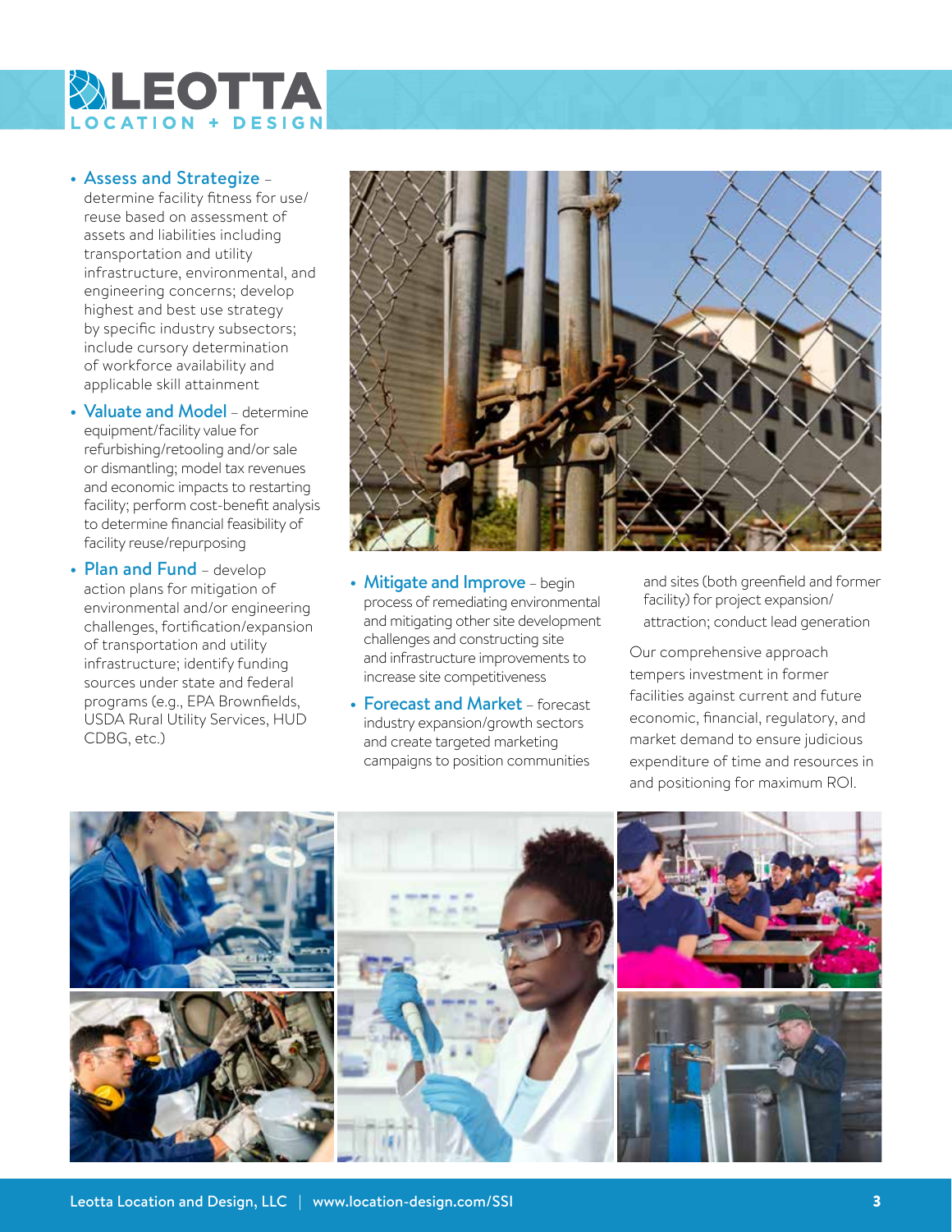- **Assess and Strategize** – determine facility fitness for use/reuse based on assessment of assets and liabilities including transportation and utility infrastructure, environmental, and engineering concerns; develop highest and best use strategy by specific industry subsectors; include cursory determination of workforce availability and applicable skill attainment
- **Valuate and Model** – determine equipment/facility value for refurbishing/retooling and/or sale or dismantling; model tax revenues and economic impacts to restarting facility; perform cost-benefit analysis to determine financial feasibility of facility reuse/repurposing
- **Plan and Fund** – develop action plans for mitigation of environmental and/or engineering challenges, fortification/expansion of transportation and utility infrastructure; identify funding sources under state and federal programs (e.g., EPA Brownfields, USDA Rural Utility Services, HUD CDBG, etc.)
- **Mitigate and Improve** – begin process of remediating environmental and mitigating other site development challenges and constructing site and infrastructure improvements to increase site competitiveness
- **Forecast and Market** – forecast industry expansion/growth sectors and create targeted marketing campaigns to position communities and sites (both greenfield and former facility) for project expansion/attraction; conduct lead generation

Our comprehensive approach tempers investment in former facilities against current and future economic, financial, regulatory, and market demand to ensure judicious expenditure of time and resources in and positioning for maximum ROI.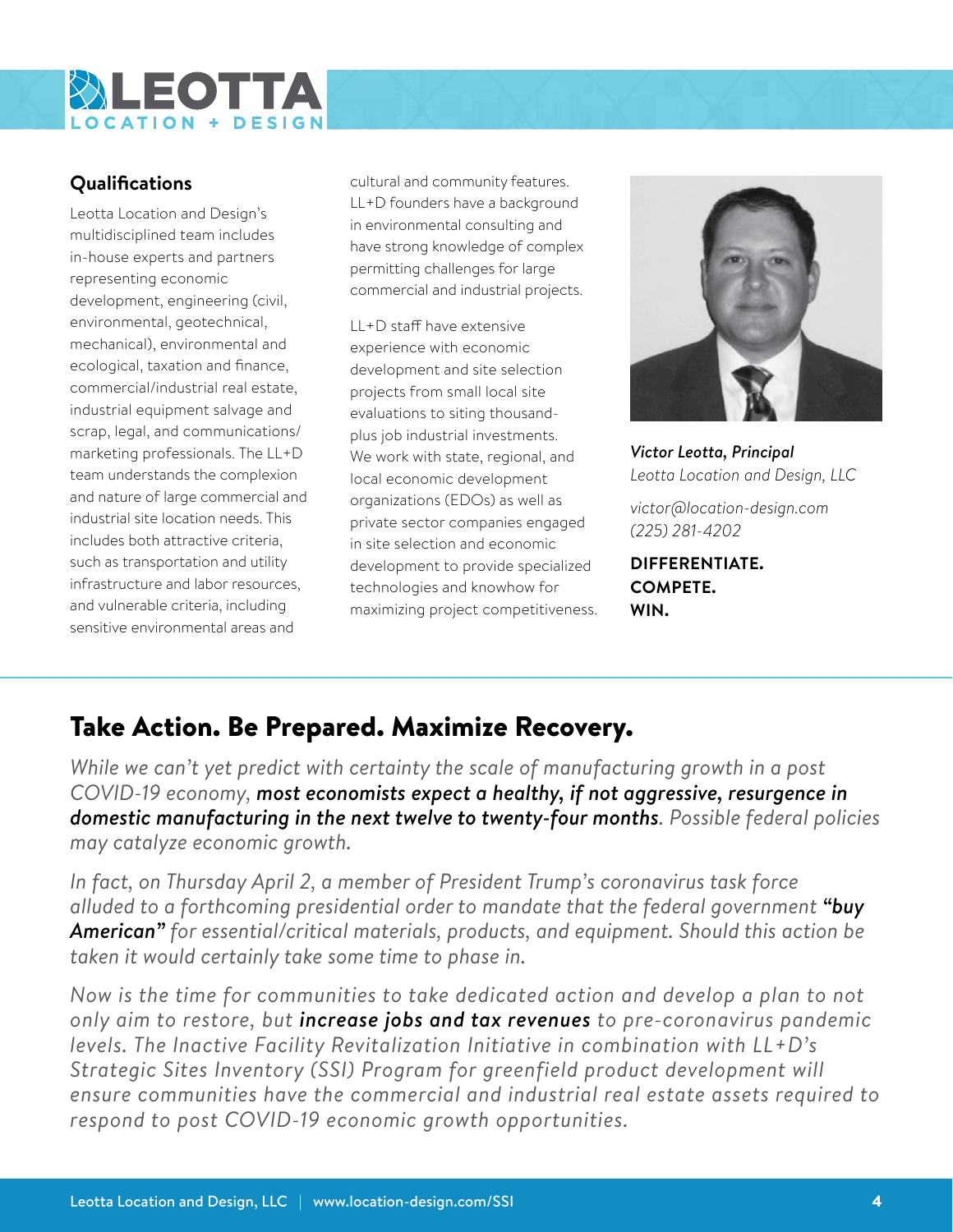## Qualifications

Leotta Location and Design's multidisciplined team includes in-house experts and partners representing economic development, engineering (civil, environmental, geotechnical, mechanical), environmental and ecological, taxation and finance, commercial/industrial real estate, industrial equipment salvage and scrap, legal, and communications/marketing professionals. The LL+D team understands the complexion and nature of large commercial and industrial site location needs. This includes both attractive criteria, such as transportation and utility infrastructure and labor resources, and vulnerable criteria, including sensitive environmental areas and cultural and community features. LL+D founders have a background in environmental consulting and have strong knowledge of complex permitting challenges for large commercial and industrial projects.

LL+D staff have extensive experience with economic development and site selection projects from small local site evaluations to siting thousand-plus job industrial investments. We work with state, regional, and local economic development organizations (EDOs) as well as private sector companies engaged in site selection and economic development to provide specialized technologies and knowhow for maximizing project competitiveness.

***Victor Leotta, Principal***
*Leotta Location and Design, LLC*

*victor@location-design.com*
*(225) 281-4202*

**DIFFERENTIATE.**
**COMPETE.**
**WIN.**

## Take Action. Be Prepared. Maximize Recovery.

*While we can't yet predict with certainty the scale of manufacturing growth in a post COVID-19 economy,* ***most economists expect a healthy, if not aggressive, resurgence in domestic manufacturing in the next twelve to twenty-four months****. Possible federal policies may catalyze economic growth.*

*In fact, on Thursday April 2, a member of President Trump's coronavirus task force alluded to a forthcoming presidential order to mandate that the federal government* ***"buy American"*** *for essential/critical materials, products, and equipment. Should this action be taken it would certainly take some time to phase in.*

*Now is the time for communities to take dedicated action and develop a plan to not only aim to restore, but* ***increase jobs and tax revenues*** *to pre-coronavirus pandemic levels. The Inactive Facility Revitalization Initiative in combination with LL+D's Strategic Sites Inventory (SSI) Program for greenfield product development will ensure communities have the commercial and industrial real estate assets required to respond to post COVID-19 economic growth opportunities.*